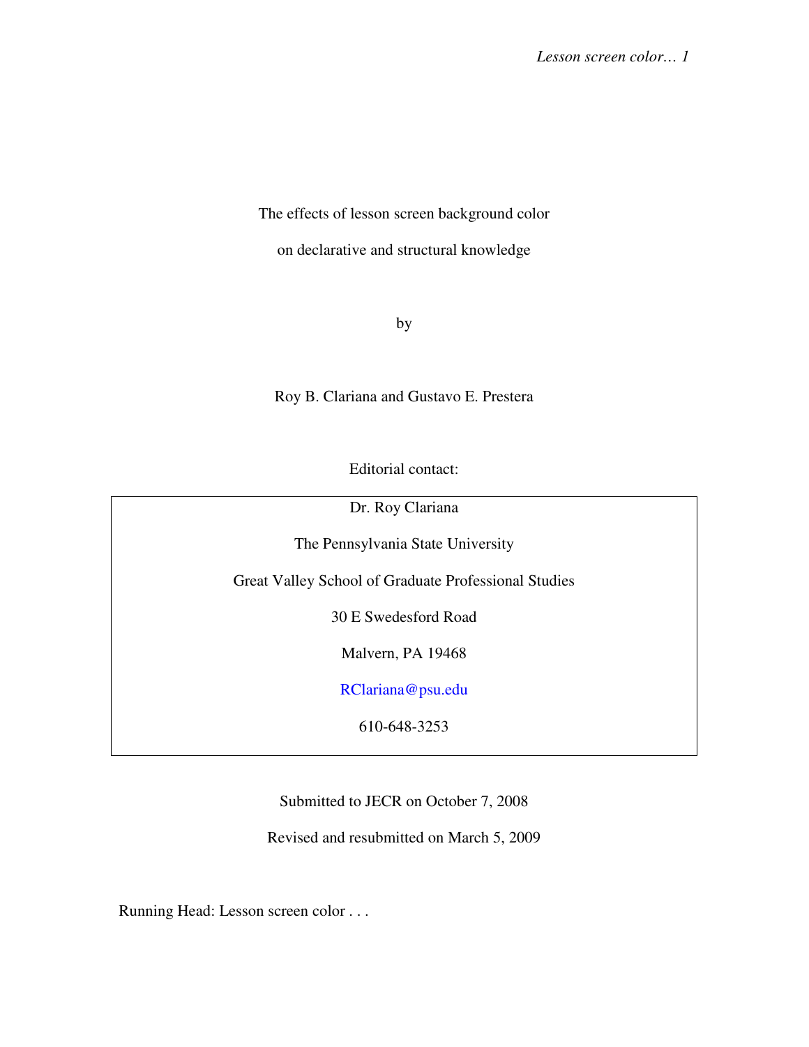# The effects of lesson screen background color on declarative and structural knowledge

by

Roy B. Clariana and Gustavo E. Prestera

Editorial contact:

Dr. Roy Clariana

The Pennsylvania State University

Great Valley School of Graduate Professional Studies

30 E Swedesford Road

Malvern, PA 19468

RClariana@psu.edu

610-648-3253

Submitted to JECR on October 7, 2008

Revised and resubmitted on March 5, 2009

Running Head: Lesson screen color . . .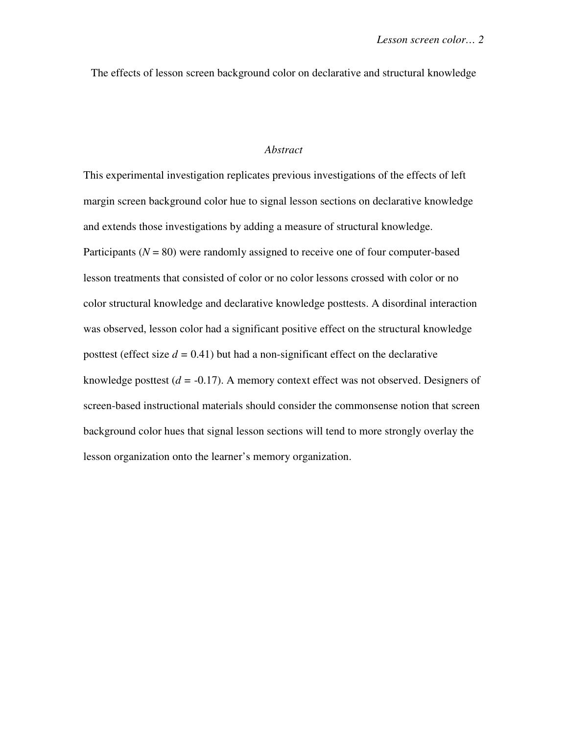# The effects of lesson screen background color on declarative and structural knowledge

## *Abstract*

This experimental investigation replicates previous investigations of the effects of left margin screen background color hue to signal lesson sections on declarative knowledge and extends those investigations by adding a measure of structural knowledge. Participants ($N = 80$) were randomly assigned to receive one of four computer-based lesson treatments that consisted of color or no color lessons crossed with color or no color structural knowledge and declarative knowledge posttests. A disordinal interaction was observed, lesson color had a significant positive effect on the structural knowledge posttest (effect size $d = 0.41$) but had a non-significant effect on the declarative knowledge posttest ($d = -0.17$). A memory context effect was not observed. Designers of screen-based instructional materials should consider the commonsense notion that screen background color hues that signal lesson sections will tend to more strongly overlay the lesson organization onto the learner's memory organization.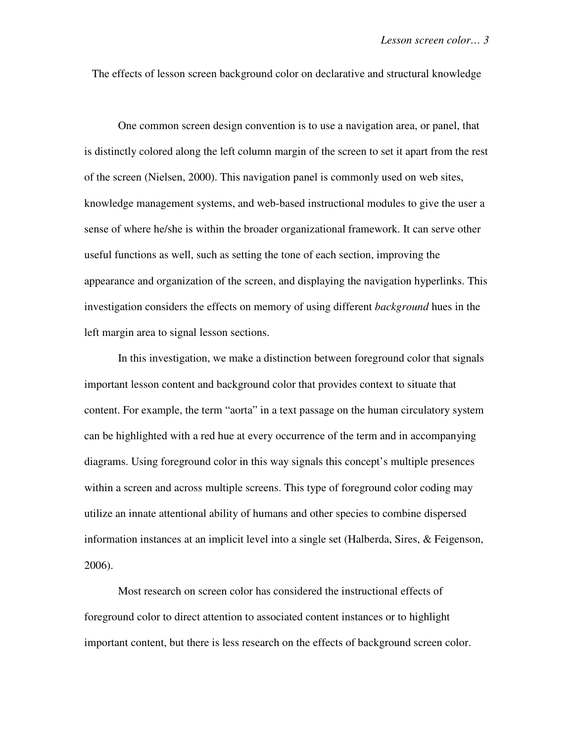# The effects of lesson screen background color on declarative and structural knowledge

One common screen design convention is to use a navigation area, or panel, that is distinctly colored along the left column margin of the screen to set it apart from the rest of the screen (Nielsen, 2000). This navigation panel is commonly used on web sites, knowledge management systems, and web-based instructional modules to give the user a sense of where he/she is within the broader organizational framework. It can serve other useful functions as well, such as setting the tone of each section, improving the appearance and organization of the screen, and displaying the navigation hyperlinks. This investigation considers the effects on memory of using different *background* hues in the left margin area to signal lesson sections.

In this investigation, we make a distinction between foreground color that signals important lesson content and background color that provides context to situate that content. For example, the term "aorta" in a text passage on the human circulatory system can be highlighted with a red hue at every occurrence of the term and in accompanying diagrams. Using foreground color in this way signals this concept's multiple presences within a screen and across multiple screens. This type of foreground color coding may utilize an innate attentional ability of humans and other species to combine dispersed information instances at an implicit level into a single set (Halberda, Sires, & Feigenson, 2006).

Most research on screen color has considered the instructional effects of foreground color to direct attention to associated content instances or to highlight important content, but there is less research on the effects of background screen color.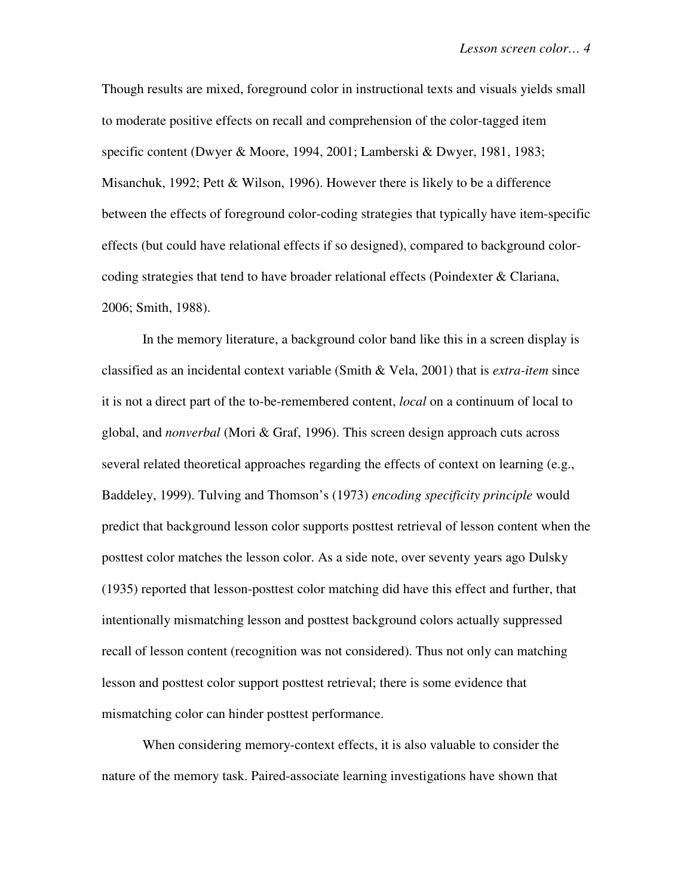Though results are mixed, foreground color in instructional texts and visuals yields small to moderate positive effects on recall and comprehension of the color-tagged item specific content (Dwyer & Moore, 1994, 2001; Lamberski & Dwyer, 1981, 1983; Misanchuk, 1992; Pett & Wilson, 1996). However there is likely to be a difference between the effects of foreground color-coding strategies that typically have item-specific effects (but could have relational effects if so designed), compared to background color-coding strategies that tend to have broader relational effects (Poindexter & Clariana, 2006; Smith, 1988).

In the memory literature, a background color band like this in a screen display is classified as an incidental context variable (Smith & Vela, 2001) that is *extra-item* since it is not a direct part of the to-be-remembered content, *local* on a continuum of local to global, and *nonverbal* (Mori & Graf, 1996). This screen design approach cuts across several related theoretical approaches regarding the effects of context on learning (e.g., Baddeley, 1999). Tulving and Thomson's (1973) *encoding specificity principle* would predict that background lesson color supports posttest retrieval of lesson content when the posttest color matches the lesson color. As a side note, over seventy years ago Dulsky (1935) reported that lesson-posttest color matching did have this effect and further, that intentionally mismatching lesson and posttest background colors actually suppressed recall of lesson content (recognition was not considered). Thus not only can matching lesson and posttest color support posttest retrieval; there is some evidence that mismatching color can hinder posttest performance.

When considering memory-context effects, it is also valuable to consider the nature of the memory task. Paired-associate learning investigations have shown that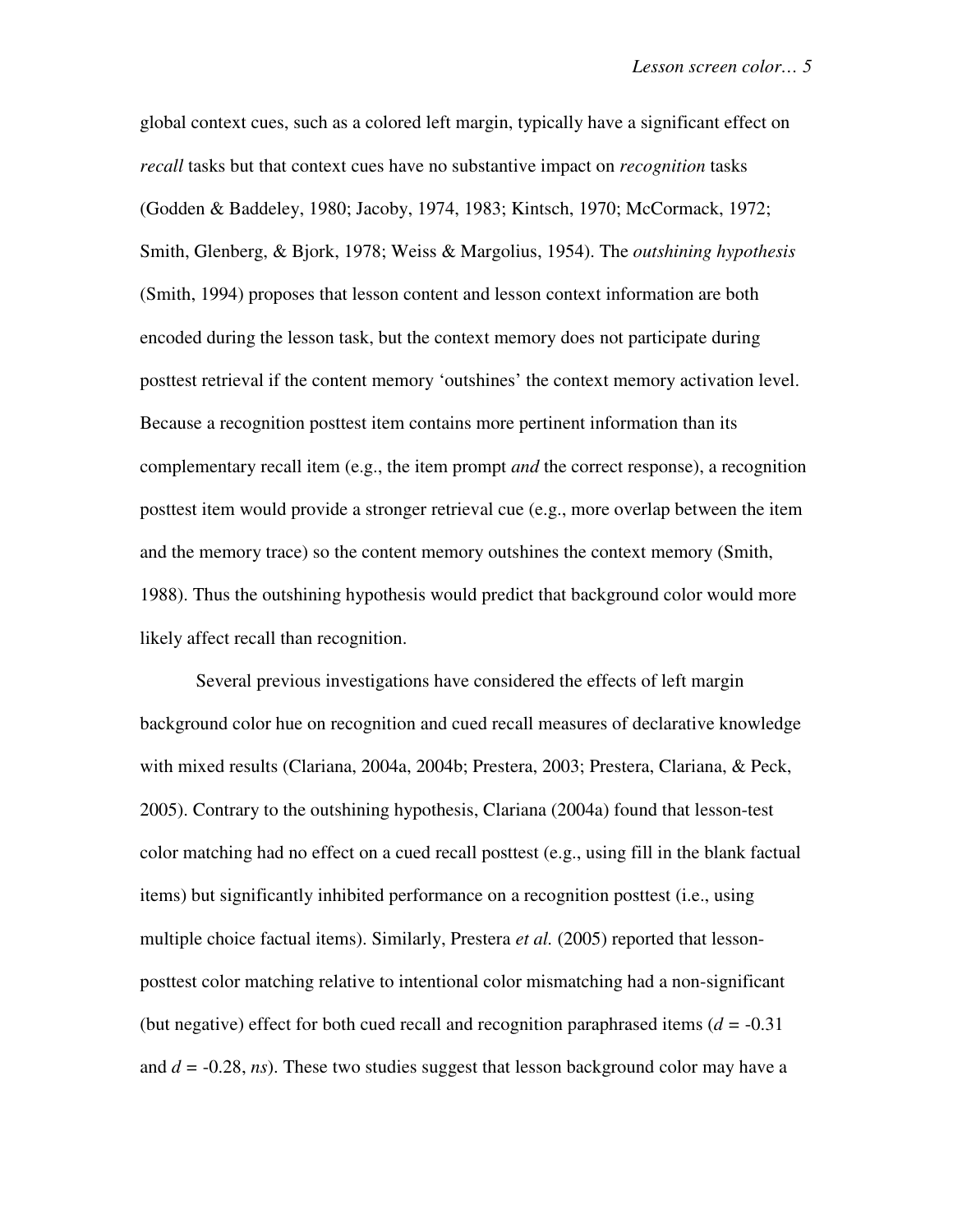global context cues, such as a colored left margin, typically have a significant effect on *recall* tasks but that context cues have no substantive impact on *recognition* tasks (Godden & Baddeley, 1980; Jacoby, 1974, 1983; Kintsch, 1970; McCormack, 1972; Smith, Glenberg, & Bjork, 1978; Weiss & Margolius, 1954). The *outshining hypothesis* (Smith, 1994) proposes that lesson content and lesson context information are both encoded during the lesson task, but the context memory does not participate during posttest retrieval if the content memory 'outshines' the context memory activation level. Because a recognition posttest item contains more pertinent information than its complementary recall item (e.g., the item prompt *and* the correct response), a recognition posttest item would provide a stronger retrieval cue (e.g., more overlap between the item and the memory trace) so the content memory outshines the context memory (Smith, 1988). Thus the outshining hypothesis would predict that background color would more likely affect recall than recognition.

Several previous investigations have considered the effects of left margin background color hue on recognition and cued recall measures of declarative knowledge with mixed results (Clariana, 2004a, 2004b; Prestera, 2003; Prestera, Clariana, & Peck, 2005). Contrary to the outshining hypothesis, Clariana (2004a) found that lesson-test color matching had no effect on a cued recall posttest (e.g., using fill in the blank factual items) but significantly inhibited performance on a recognition posttest (i.e., using multiple choice factual items). Similarly, Prestera *et al.* (2005) reported that lesson-posttest color matching relative to intentional color mismatching had a non-significant (but negative) effect for both cued recall and recognition paraphrased items ($d$ = -0.31 and $d$ = -0.28, *ns*). These two studies suggest that lesson background color may have a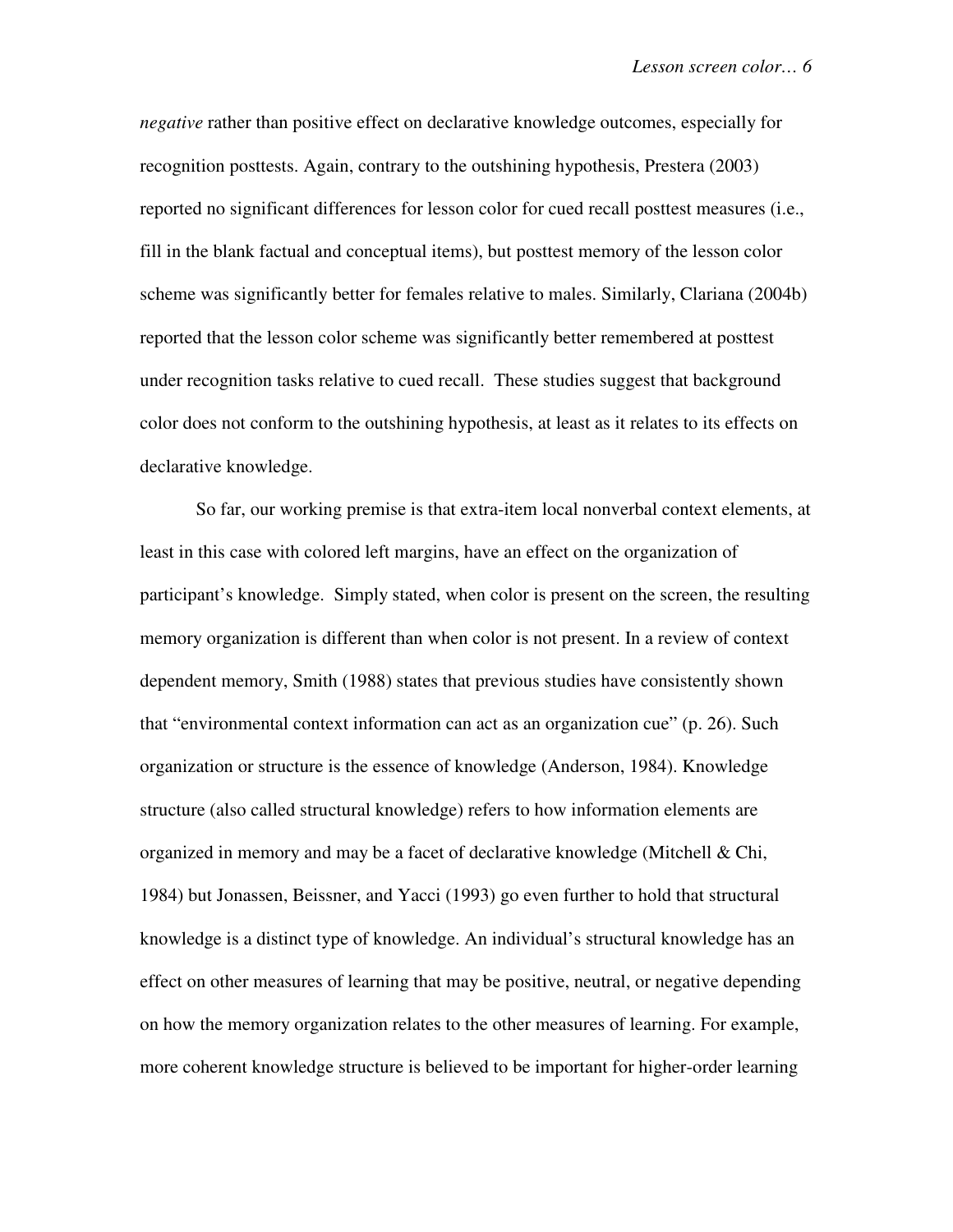*negative* rather than positive effect on declarative knowledge outcomes, especially for recognition posttests. Again, contrary to the outshining hypothesis, Prestera (2003) reported no significant differences for lesson color for cued recall posttest measures (i.e., fill in the blank factual and conceptual items), but posttest memory of the lesson color scheme was significantly better for females relative to males. Similarly, Clariana (2004b) reported that the lesson color scheme was significantly better remembered at posttest under recognition tasks relative to cued recall. These studies suggest that background color does not conform to the outshining hypothesis, at least as it relates to its effects on declarative knowledge.

So far, our working premise is that extra-item local nonverbal context elements, at least in this case with colored left margins, have an effect on the organization of participant's knowledge. Simply stated, when color is present on the screen, the resulting memory organization is different than when color is not present. In a review of context dependent memory, Smith (1988) states that previous studies have consistently shown that "environmental context information can act as an organization cue" (p. 26). Such organization or structure is the essence of knowledge (Anderson, 1984). Knowledge structure (also called structural knowledge) refers to how information elements are organized in memory and may be a facet of declarative knowledge (Mitchell & Chi, 1984) but Jonassen, Beissner, and Yacci (1993) go even further to hold that structural knowledge is a distinct type of knowledge. An individual's structural knowledge has an effect on other measures of learning that may be positive, neutral, or negative depending on how the memory organization relates to the other measures of learning. For example, more coherent knowledge structure is believed to be important for higher-order learning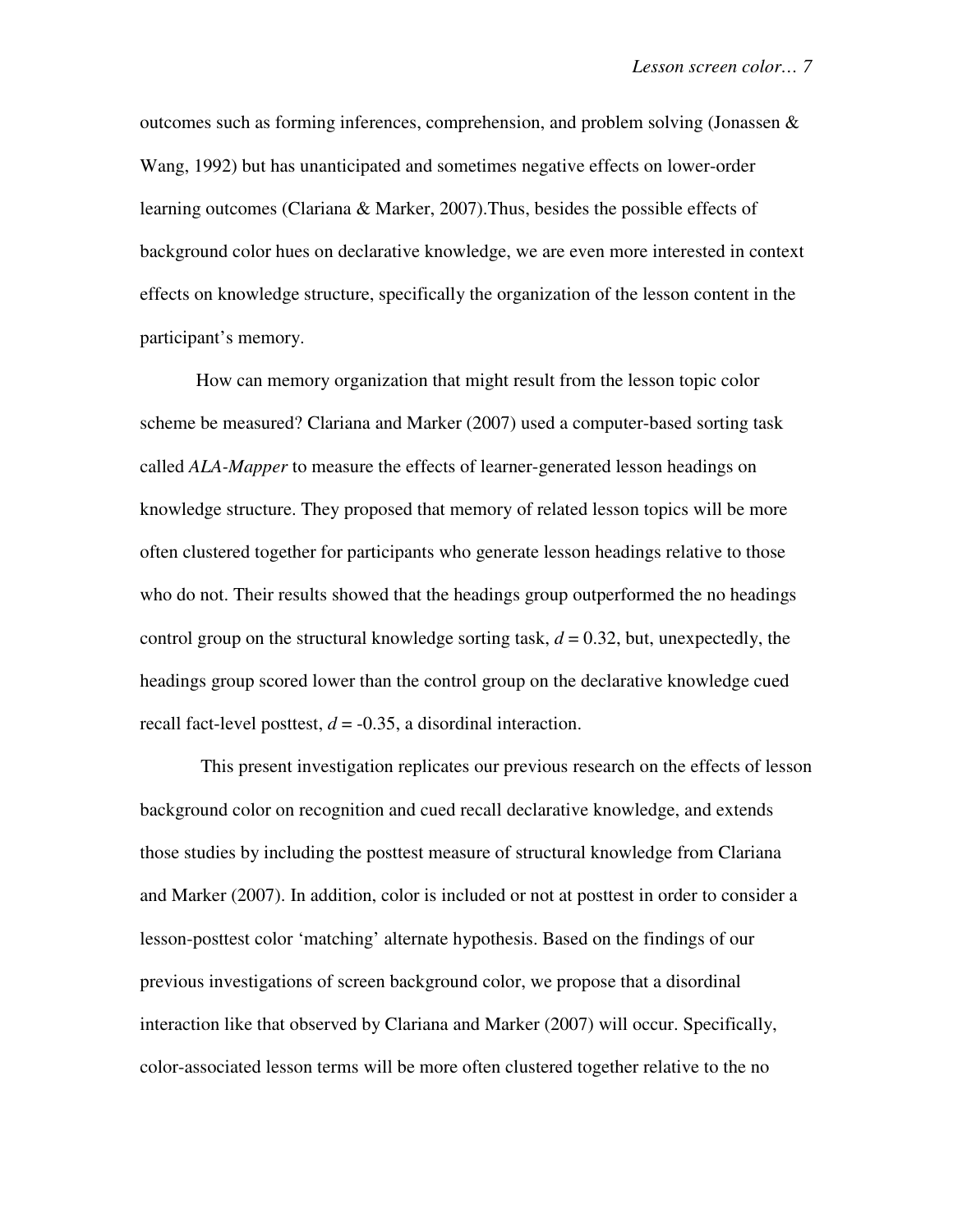outcomes such as forming inferences, comprehension, and problem solving (Jonassen & Wang, 1992) but has unanticipated and sometimes negative effects on lower-order learning outcomes (Clariana & Marker, 2007).Thus, besides the possible effects of background color hues on declarative knowledge, we are even more interested in context effects on knowledge structure, specifically the organization of the lesson content in the participant's memory.

How can memory organization that might result from the lesson topic color scheme be measured? Clariana and Marker (2007) used a computer-based sorting task called *ALA-Mapper* to measure the effects of learner-generated lesson headings on knowledge structure. They proposed that memory of related lesson topics will be more often clustered together for participants who generate lesson headings relative to those who do not. Their results showed that the headings group outperformed the no headings control group on the structural knowledge sorting task, $d = 0.32$, but, unexpectedly, the headings group scored lower than the control group on the declarative knowledge cued recall fact-level posttest, $d = -0.35$, a disordinal interaction.

This present investigation replicates our previous research on the effects of lesson background color on recognition and cued recall declarative knowledge, and extends those studies by including the posttest measure of structural knowledge from Clariana and Marker (2007). In addition, color is included or not at posttest in order to consider a lesson-posttest color 'matching' alternate hypothesis. Based on the findings of our previous investigations of screen background color, we propose that a disordinal interaction like that observed by Clariana and Marker (2007) will occur. Specifically, color-associated lesson terms will be more often clustered together relative to the no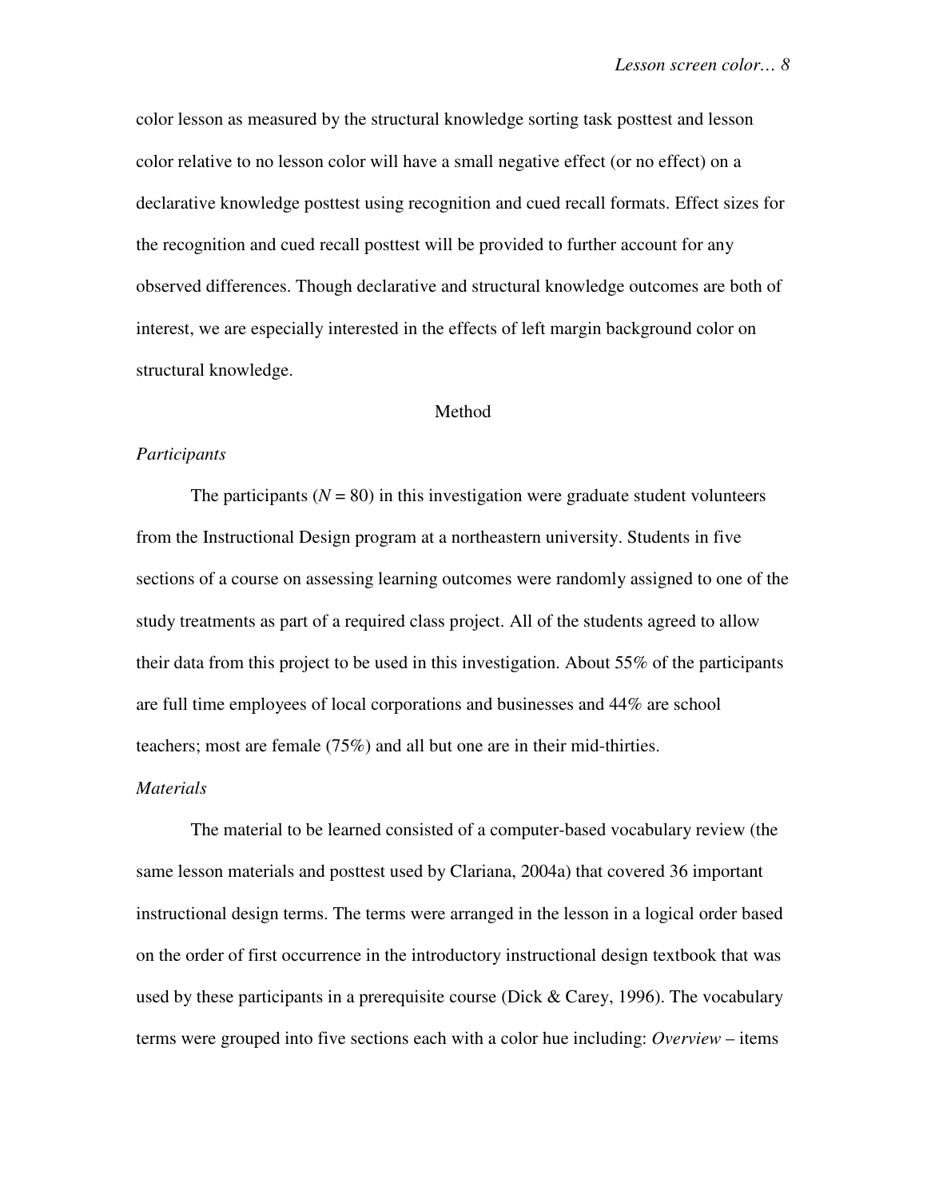color lesson as measured by the structural knowledge sorting task posttest and lesson color relative to no lesson color will have a small negative effect (or no effect) on a declarative knowledge posttest using recognition and cued recall formats. Effect sizes for the recognition and cued recall posttest will be provided to further account for any observed differences. Though declarative and structural knowledge outcomes are both of interest, we are especially interested in the effects of left margin background color on structural knowledge.

## Method

### *Participants*

The participants ($N = 80$) in this investigation were graduate student volunteers from the Instructional Design program at a northeastern university. Students in five sections of a course on assessing learning outcomes were randomly assigned to one of the study treatments as part of a required class project. All of the students agreed to allow their data from this project to be used in this investigation. About 55% of the participants are full time employees of local corporations and businesses and 44% are school teachers; most are female (75%) and all but one are in their mid-thirties.

### *Materials*

The material to be learned consisted of a computer-based vocabulary review (the same lesson materials and posttest used by Clariana, 2004a) that covered 36 important instructional design terms. The terms were arranged in the lesson in a logical order based on the order of first occurrence in the introductory instructional design textbook that was used by these participants in a prerequisite course (Dick & Carey, 1996). The vocabulary terms were grouped into five sections each with a color hue including: *Overview* – items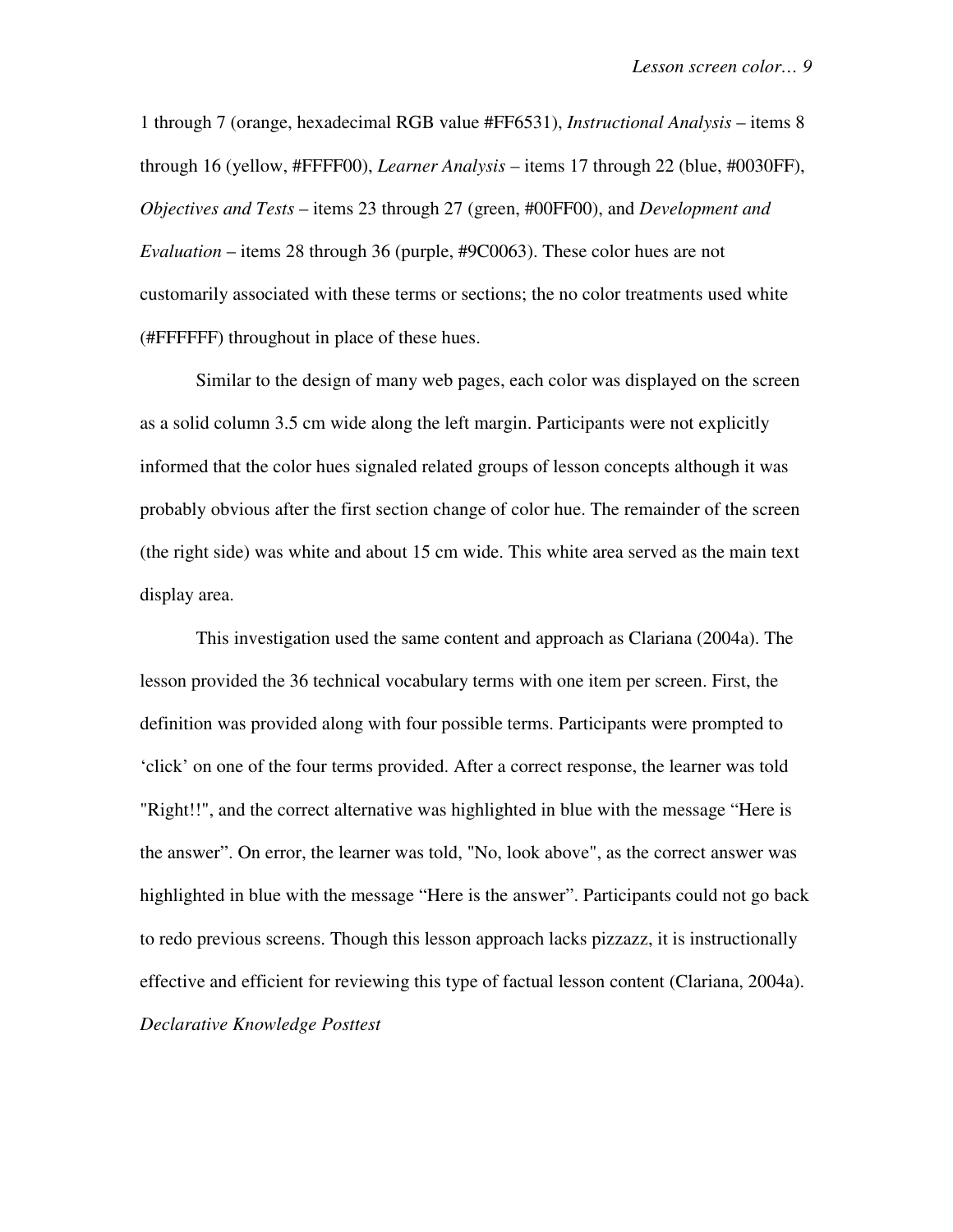1 through 7 (orange, hexadecimal RGB value #FF6531), *Instructional Analysis* – items 8 through 16 (yellow, #FFFF00), *Learner Analysis* – items 17 through 22 (blue, #0030FF), *Objectives and Tests* – items 23 through 27 (green, #00FF00), and *Development and Evaluation* – items 28 through 36 (purple, #9C0063). These color hues are not customarily associated with these terms or sections; the no color treatments used white (#FFFFFF) throughout in place of these hues.

Similar to the design of many web pages, each color was displayed on the screen as a solid column 3.5 cm wide along the left margin. Participants were not explicitly informed that the color hues signaled related groups of lesson concepts although it was probably obvious after the first section change of color hue. The remainder of the screen (the right side) was white and about 15 cm wide. This white area served as the main text display area.

This investigation used the same content and approach as Clariana (2004a). The lesson provided the 36 technical vocabulary terms with one item per screen. First, the definition was provided along with four possible terms. Participants were prompted to 'click' on one of the four terms provided. After a correct response, the learner was told "Right!!", and the correct alternative was highlighted in blue with the message "Here is the answer". On error, the learner was told, "No, look above", as the correct answer was highlighted in blue with the message "Here is the answer". Participants could not go back to redo previous screens. Though this lesson approach lacks pizzazz, it is instructionally effective and efficient for reviewing this type of factual lesson content (Clariana, 2004a).

*Declarative Knowledge Posttest*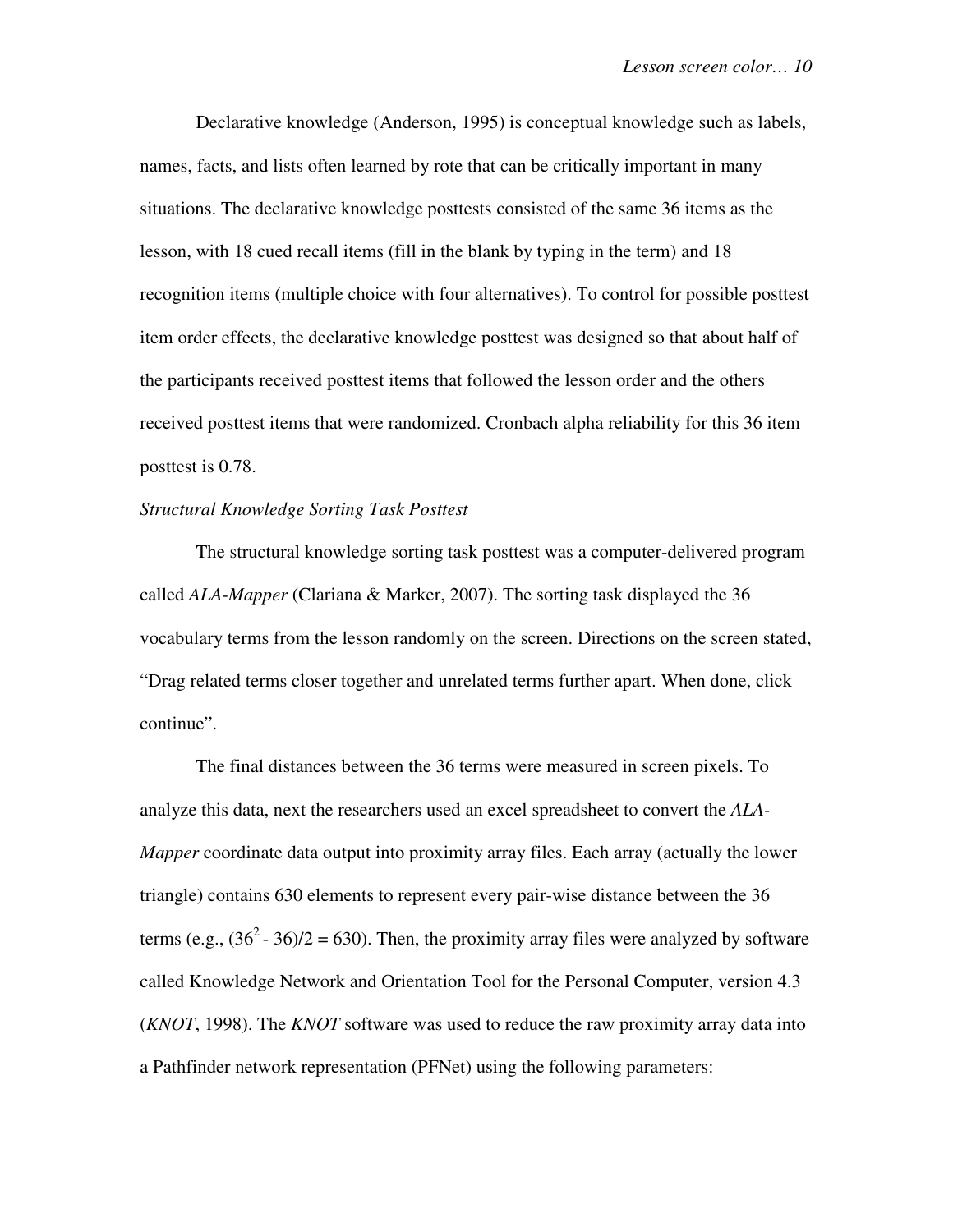Declarative knowledge (Anderson, 1995) is conceptual knowledge such as labels, names, facts, and lists often learned by rote that can be critically important in many situations. The declarative knowledge posttests consisted of the same 36 items as the lesson, with 18 cued recall items (fill in the blank by typing in the term) and 18 recognition items (multiple choice with four alternatives). To control for possible posttest item order effects, the declarative knowledge posttest was designed so that about half of the participants received posttest items that followed the lesson order and the others received posttest items that were randomized. Cronbach alpha reliability for this 36 item posttest is 0.78.

*Structural Knowledge Sorting Task Posttest*

The structural knowledge sorting task posttest was a computer-delivered program called *ALA-Mapper* (Clariana & Marker, 2007). The sorting task displayed the 36 vocabulary terms from the lesson randomly on the screen. Directions on the screen stated, "Drag related terms closer together and unrelated terms further apart. When done, click continue".

The final distances between the 36 terms were measured in screen pixels. To analyze this data, next the researchers used an excel spreadsheet to convert the *ALA-Mapper* coordinate data output into proximity array files. Each array (actually the lower triangle) contains 630 elements to represent every pair-wise distance between the 36 terms (e.g., $(36^2 - 36)/2 = 630$). Then, the proximity array files were analyzed by software called Knowledge Network and Orientation Tool for the Personal Computer, version 4.3 (*KNOT*, 1998). The *KNOT* software was used to reduce the raw proximity array data into a Pathfinder network representation (PFNet) using the following parameters: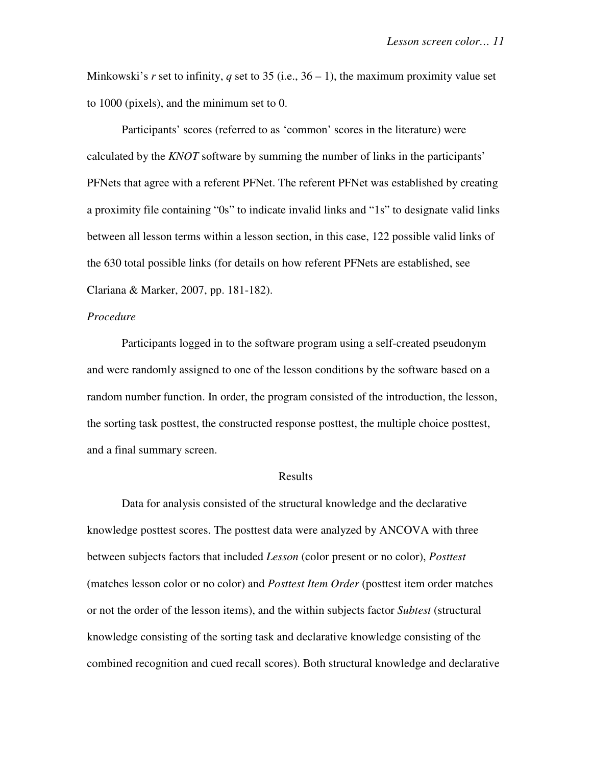Minkowski's $r$ set to infinity, $q$ set to 35 (i.e., 36 – 1), the maximum proximity value set to 1000 (pixels), and the minimum set to 0.

Participants' scores (referred to as 'common' scores in the literature) were calculated by the *KNOT* software by summing the number of links in the participants' PFNets that agree with a referent PFNet. The referent PFNet was established by creating a proximity file containing "0s" to indicate invalid links and "1s" to designate valid links between all lesson terms within a lesson section, in this case, 122 possible valid links of the 630 total possible links (for details on how referent PFNets are established, see Clariana & Marker, 2007, pp. 181-182).

*Procedure*

Participants logged in to the software program using a self-created pseudonym and were randomly assigned to one of the lesson conditions by the software based on a random number function. In order, the program consisted of the introduction, the lesson, the sorting task posttest, the constructed response posttest, the multiple choice posttest, and a final summary screen.

## Results

Data for analysis consisted of the structural knowledge and the declarative knowledge posttest scores. The posttest data were analyzed by ANCOVA with three between subjects factors that included *Lesson* (color present or no color), *Posttest* (matches lesson color or no color) and *Posttest Item Order* (posttest item order matches or not the order of the lesson items), and the within subjects factor *Subtest* (structural knowledge consisting of the sorting task and declarative knowledge consisting of the combined recognition and cued recall scores). Both structural knowledge and declarative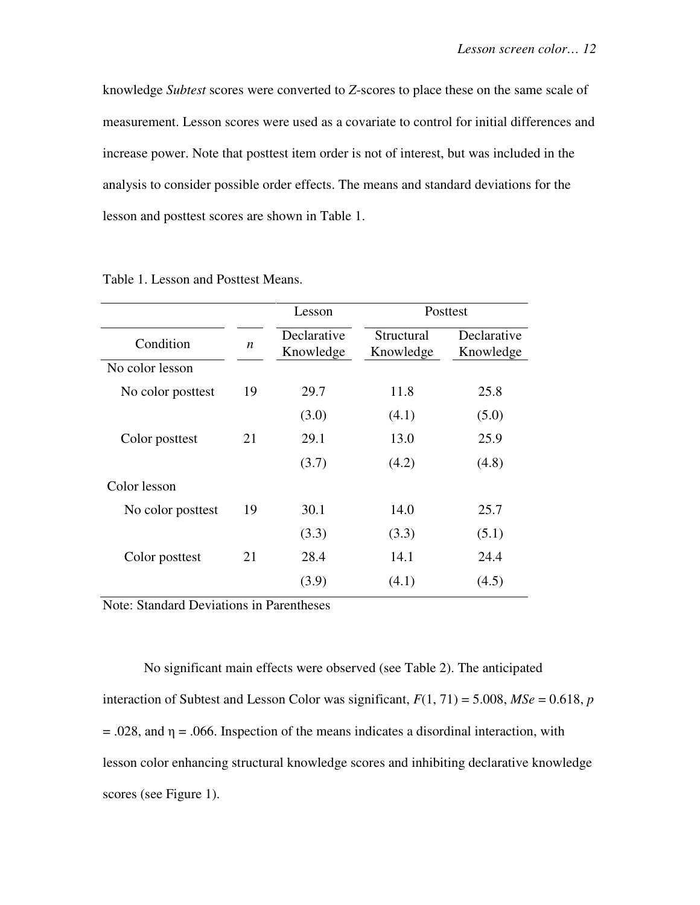knowledge *Subtest* scores were converted to *Z*-scores to place these on the same scale of measurement. Lesson scores were used as a covariate to control for initial differences and increase power. Note that posttest item order is not of interest, but was included in the analysis to consider possible order effects. The means and standard deviations for the lesson and posttest scores are shown in Table 1.

Table 1. Lesson and Posttest Means.

| | | Lesson | Posttest | |
|---|---|---|---|---|
| Condition | *n* | Declarative Knowledge | Structural Knowledge | Declarative Knowledge |
| No color lesson | | | | |
| No color posttest | 19 | 29.7 | 11.8 | 25.8 |
| | | (3.0) | (4.1) | (5.0) |
| Color posttest | 21 | 29.1 | 13.0 | 25.9 |
| | | (3.7) | (4.2) | (4.8) |
| Color lesson | | | | |
| No color posttest | 19 | 30.1 | 14.0 | 25.7 |
| | | (3.3) | (3.3) | (5.1) |
| Color posttest | 21 | 28.4 | 14.1 | 24.4 |
| | | (3.9) | (4.1) | (4.5) |

Note: Standard Deviations in Parentheses

No significant main effects were observed (see Table 2). The anticipated interaction of Subtest and Lesson Color was significant, $F(1, 71) = 5.008$, $MSe = 0.618$, $p = .028$, and $\eta = .066$. Inspection of the means indicates a disordinal interaction, with lesson color enhancing structural knowledge scores and inhibiting declarative knowledge scores (see Figure 1).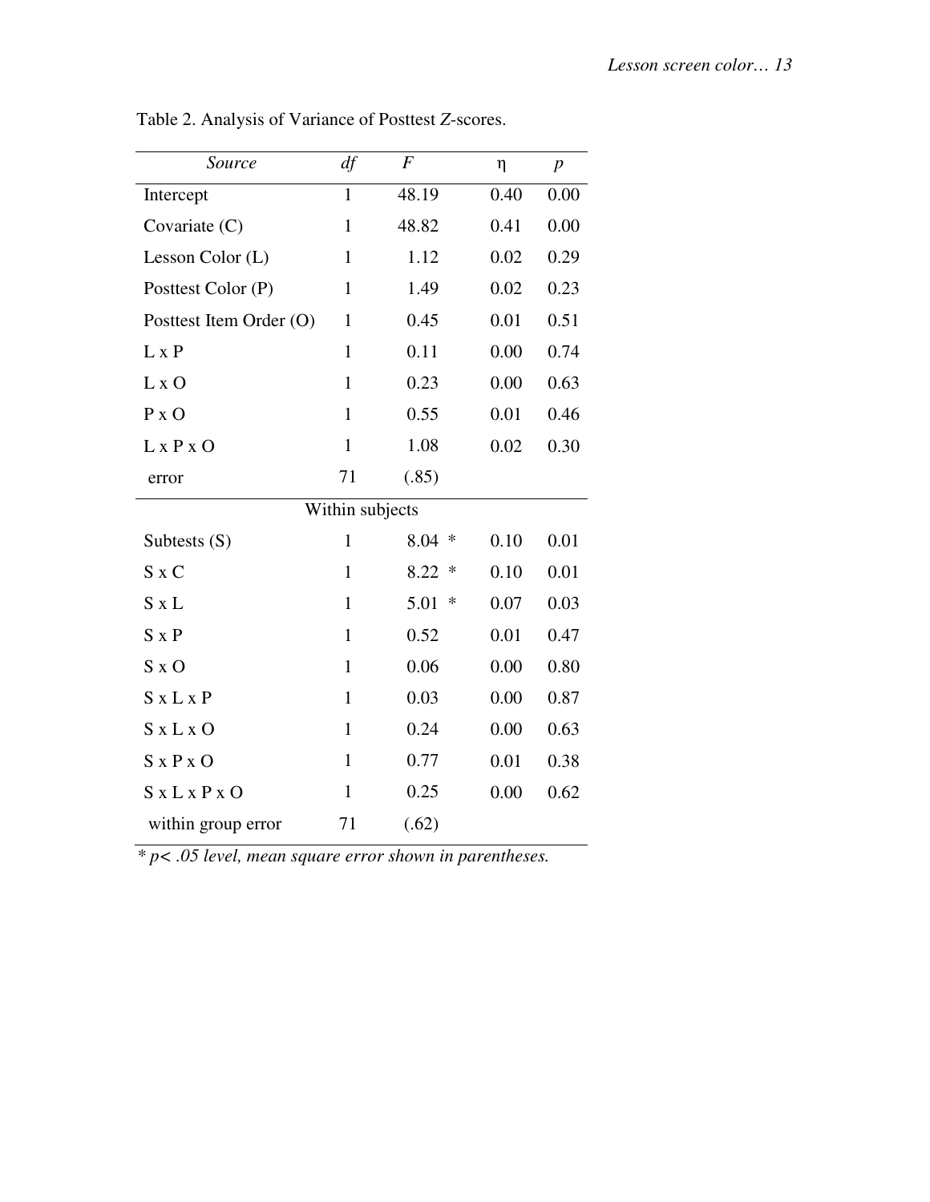Table 2. Analysis of Variance of Posttest *Z*-scores.

| *Source* | *df* | *F* | η | *p* |
|---|---|---|---|---|
| Intercept | 1 | 48.19 | 0.40 | 0.00 |
| Covariate (C) | 1 | 48.82 | 0.41 | 0.00 |
| Lesson Color (L) | 1 | 1.12 | 0.02 | 0.29 |
| Posttest Color (P) | 1 | 1.49 | 0.02 | 0.23 |
| Posttest Item Order (O) | 1 | 0.45 | 0.01 | 0.51 |
| L x P | 1 | 0.11 | 0.00 | 0.74 |
| L x O | 1 | 0.23 | 0.00 | 0.63 |
| P x O | 1 | 0.55 | 0.01 | 0.46 |
| L x P x O | 1 | 1.08 | 0.02 | 0.30 |
| error | 71 | (.85) | | |
| Within subjects | | | | |
| Subtests (S) | 1 | 8.04 * | 0.10 | 0.01 |
| S x C | 1 | 8.22 * | 0.10 | 0.01 |
| S x L | 1 | 5.01 * | 0.07 | 0.03 |
| S x P | 1 | 0.52 | 0.01 | 0.47 |
| S x O | 1 | 0.06 | 0.00 | 0.80 |
| S x L x P | 1 | 0.03 | 0.00 | 0.87 |
| S x L x O | 1 | 0.24 | 0.00 | 0.63 |
| S x P x O | 1 | 0.77 | 0.01 | 0.38 |
| S x L x P x O | 1 | 0.25 | 0.00 | 0.62 |
| within group error | 71 | (.62) | | |

*\* $p < .05$ level, mean square error shown in parentheses.*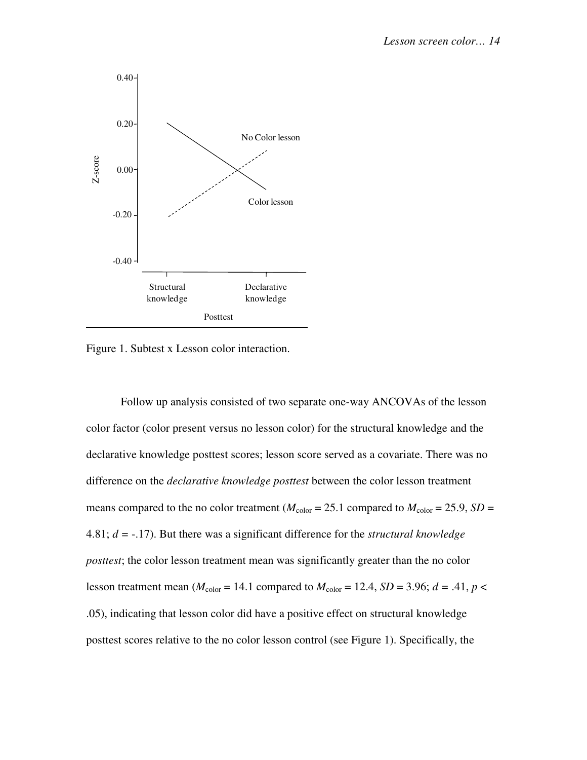Figure 1. Subtest x Lesson color interaction.

Follow up analysis consisted of two separate one-way ANCOVAs of the lesson color factor (color present versus no lesson color) for the structural knowledge and the declarative knowledge posttest scores; lesson score served as a covariate. There was no difference on the *declarative knowledge posttest* between the color lesson treatment means compared to the no color treatment ($M_{\text{color}}$ = 25.1 compared to $M_{\text{color}}$ = 25.9, $SD$ = 4.81; $d$ = -.17). But there was a significant difference for the *structural knowledge posttest*; the color lesson treatment mean was significantly greater than the no color lesson treatment mean ($M_{\text{color}}$ = 14.1 compared to $M_{\text{color}}$ = 12.4, $SD$ = 3.96; $d$ = .41, $p$ < .05), indicating that lesson color did have a positive effect on structural knowledge posttest scores relative to the no color lesson control (see Figure 1). Specifically, the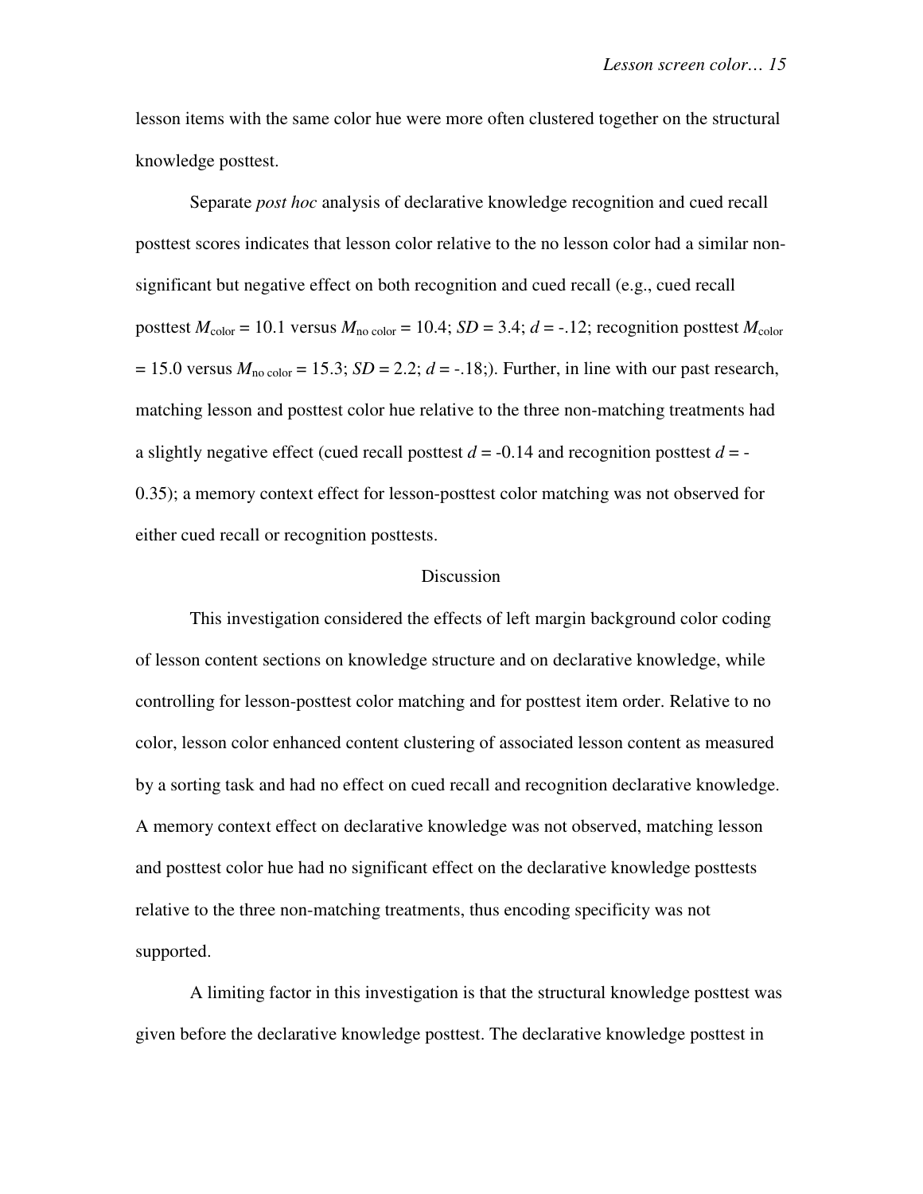lesson items with the same color hue were more often clustered together on the structural knowledge posttest.

Separate *post hoc* analysis of declarative knowledge recognition and cued recall posttest scores indicates that lesson color relative to the no lesson color had a similar non-significant but negative effect on both recognition and cued recall (e.g., cued recall posttest $M_{\text{color}}$ = 10.1 versus $M_{\text{no color}}$ = 10.4; $SD$ = 3.4; $d$ = -.12; recognition posttest $M_{\text{color}}$ = 15.0 versus $M_{\text{no color}}$ = 15.3; $SD$ = 2.2; $d$ = -.18;). Further, in line with our past research, matching lesson and posttest color hue relative to the three non-matching treatments had a slightly negative effect (cued recall posttest $d$ = -0.14 and recognition posttest $d$ = -0.35); a memory context effect for lesson-posttest color matching was not observed for either cued recall or recognition posttests.

## Discussion

This investigation considered the effects of left margin background color coding of lesson content sections on knowledge structure and on declarative knowledge, while controlling for lesson-posttest color matching and for posttest item order. Relative to no color, lesson color enhanced content clustering of associated lesson content as measured by a sorting task and had no effect on cued recall and recognition declarative knowledge. A memory context effect on declarative knowledge was not observed, matching lesson and posttest color hue had no significant effect on the declarative knowledge posttests relative to the three non-matching treatments, thus encoding specificity was not supported.

A limiting factor in this investigation is that the structural knowledge posttest was given before the declarative knowledge posttest. The declarative knowledge posttest in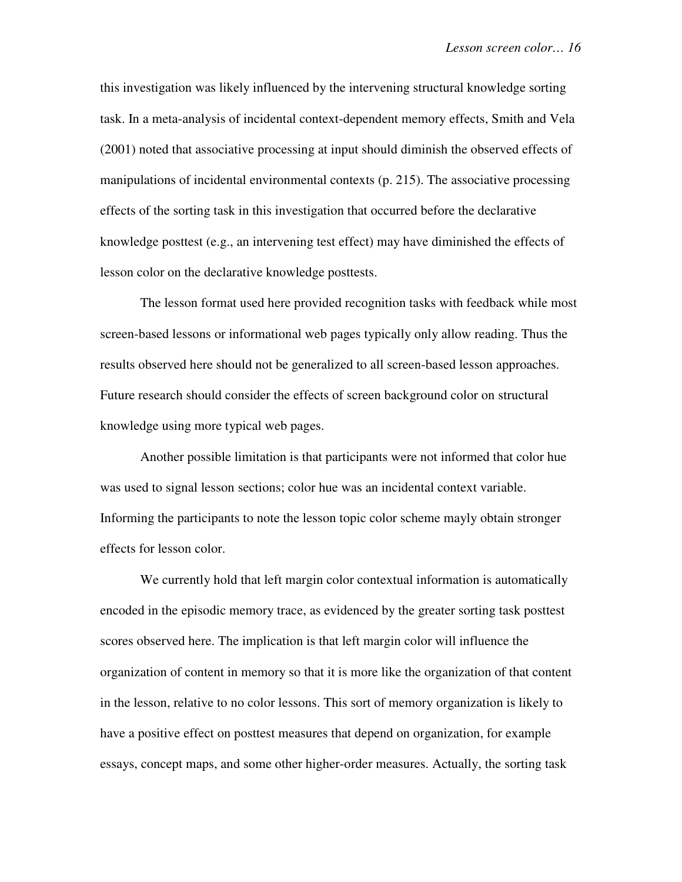this investigation was likely influenced by the intervening structural knowledge sorting task. In a meta-analysis of incidental context-dependent memory effects, Smith and Vela (2001) noted that associative processing at input should diminish the observed effects of manipulations of incidental environmental contexts (p. 215). The associative processing effects of the sorting task in this investigation that occurred before the declarative knowledge posttest (e.g., an intervening test effect) may have diminished the effects of lesson color on the declarative knowledge posttests.

The lesson format used here provided recognition tasks with feedback while most screen-based lessons or informational web pages typically only allow reading. Thus the results observed here should not be generalized to all screen-based lesson approaches. Future research should consider the effects of screen background color on structural knowledge using more typical web pages.

Another possible limitation is that participants were not informed that color hue was used to signal lesson sections; color hue was an incidental context variable. Informing the participants to note the lesson topic color scheme mayly obtain stronger effects for lesson color.

We currently hold that left margin color contextual information is automatically encoded in the episodic memory trace, as evidenced by the greater sorting task posttest scores observed here. The implication is that left margin color will influence the organization of content in memory so that it is more like the organization of that content in the lesson, relative to no color lessons. This sort of memory organization is likely to have a positive effect on posttest measures that depend on organization, for example essays, concept maps, and some other higher-order measures. Actually, the sorting task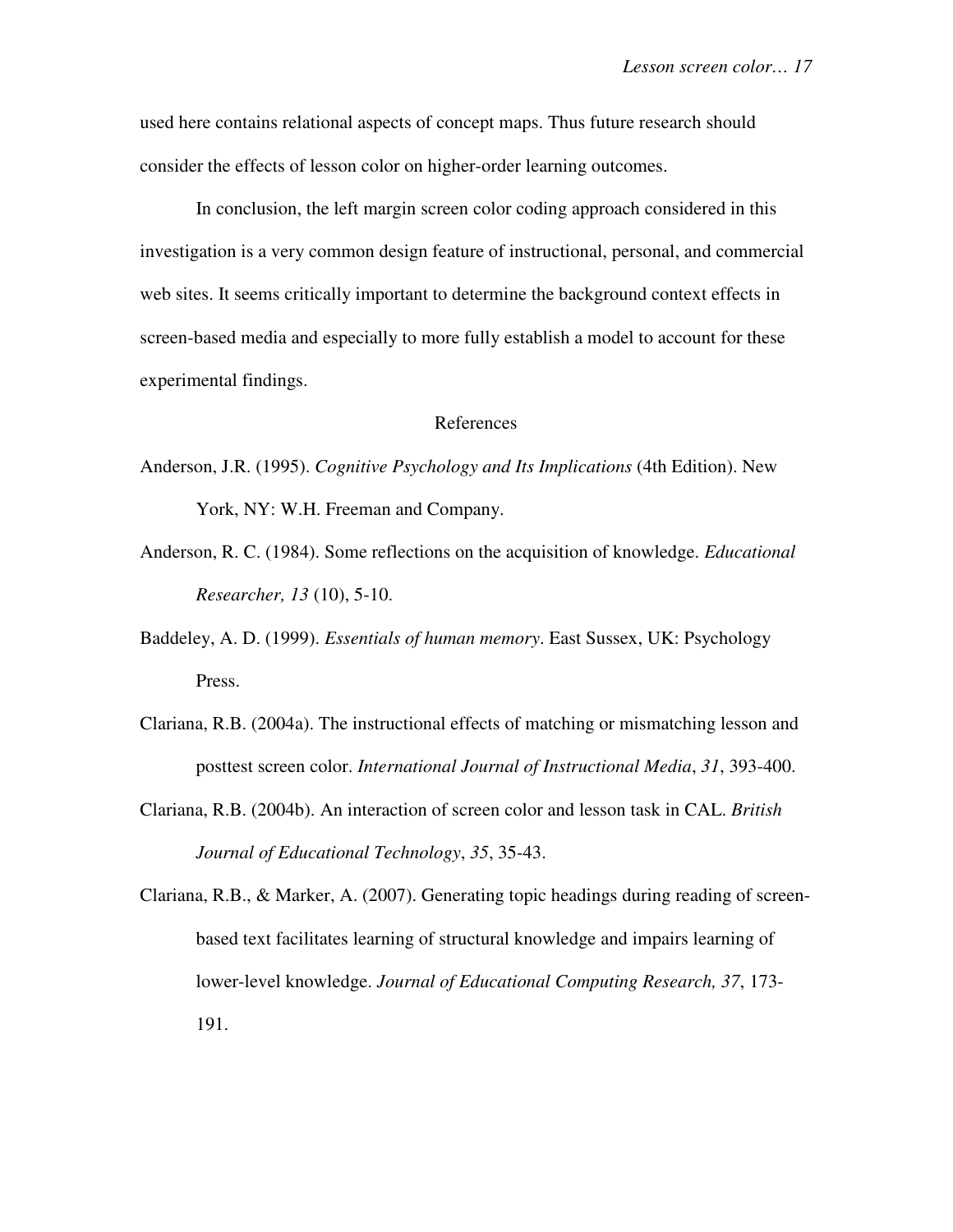used here contains relational aspects of concept maps. Thus future research should consider the effects of lesson color on higher-order learning outcomes.

In conclusion, the left margin screen color coding approach considered in this investigation is a very common design feature of instructional, personal, and commercial web sites. It seems critically important to determine the background context effects in screen-based media and especially to more fully establish a model to account for these experimental findings.

## References

Anderson, J.R. (1995). *Cognitive Psychology and Its Implications* (4th Edition). New York, NY: W.H. Freeman and Company.

Anderson, R. C. (1984). Some reflections on the acquisition of knowledge. *Educational Researcher, 13* (10), 5-10.

Baddeley, A. D. (1999). *Essentials of human memory*. East Sussex, UK: Psychology Press.

Clariana, R.B. (2004a). The instructional effects of matching or mismatching lesson and posttest screen color. *International Journal of Instructional Media*, *31*, 393-400.

Clariana, R.B. (2004b). An interaction of screen color and lesson task in CAL. *British Journal of Educational Technology*, *35*, 35-43.

Clariana, R.B., & Marker, A. (2007). Generating topic headings during reading of screen-based text facilitates learning of structural knowledge and impairs learning of lower-level knowledge. *Journal of Educational Computing Research, 37*, 173-191.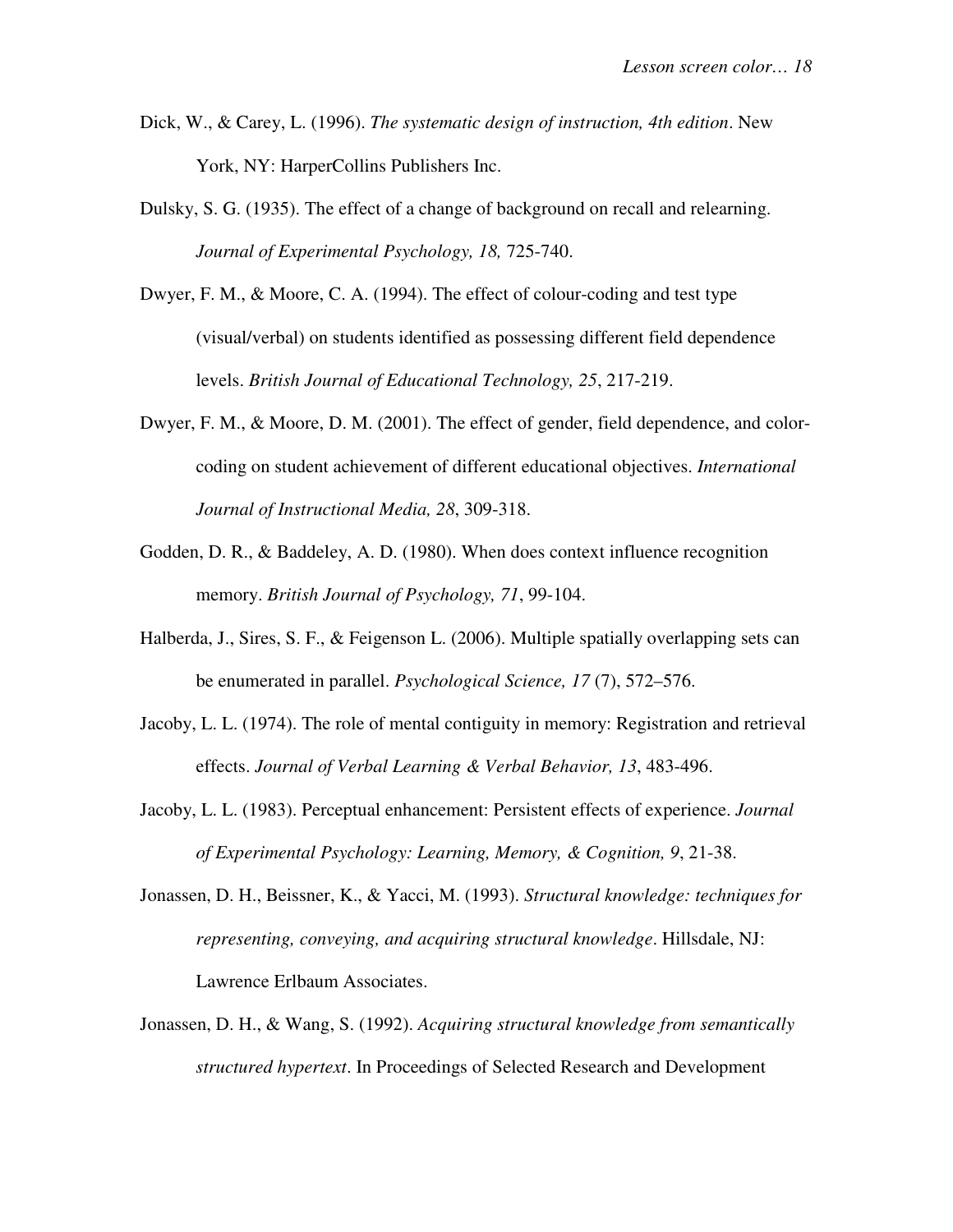Dick, W., & Carey, L. (1996). *The systematic design of instruction, 4th edition*. New York, NY: HarperCollins Publishers Inc.

Dulsky, S. G. (1935). The effect of a change of background on recall and relearning. *Journal of Experimental Psychology, 18,* 725-740.

Dwyer, F. M., & Moore, C. A. (1994). The effect of colour-coding and test type (visual/verbal) on students identified as possessing different field dependence levels. *British Journal of Educational Technology, 25*, 217-219.

Dwyer, F. M., & Moore, D. M. (2001). The effect of gender, field dependence, and color-coding on student achievement of different educational objectives. *International Journal of Instructional Media, 28*, 309-318.

Godden, D. R., & Baddeley, A. D. (1980). When does context influence recognition memory. *British Journal of Psychology, 71*, 99-104.

Halberda, J., Sires, S. F., & Feigenson L. (2006). Multiple spatially overlapping sets can be enumerated in parallel. *Psychological Science, 17* (7), 572–576.

Jacoby, L. L. (1974). The role of mental contiguity in memory: Registration and retrieval effects. *Journal of Verbal Learning & Verbal Behavior, 13*, 483-496.

Jacoby, L. L. (1983). Perceptual enhancement: Persistent effects of experience. *Journal of Experimental Psychology: Learning, Memory, & Cognition, 9*, 21-38.

Jonassen, D. H., Beissner, K., & Yacci, M. (1993). *Structural knowledge: techniques for representing, conveying, and acquiring structural knowledge*. Hillsdale, NJ: Lawrence Erlbaum Associates.

Jonassen, D. H., & Wang, S. (1992). *Acquiring structural knowledge from semantically structured hypertext*. In Proceedings of Selected Research and Development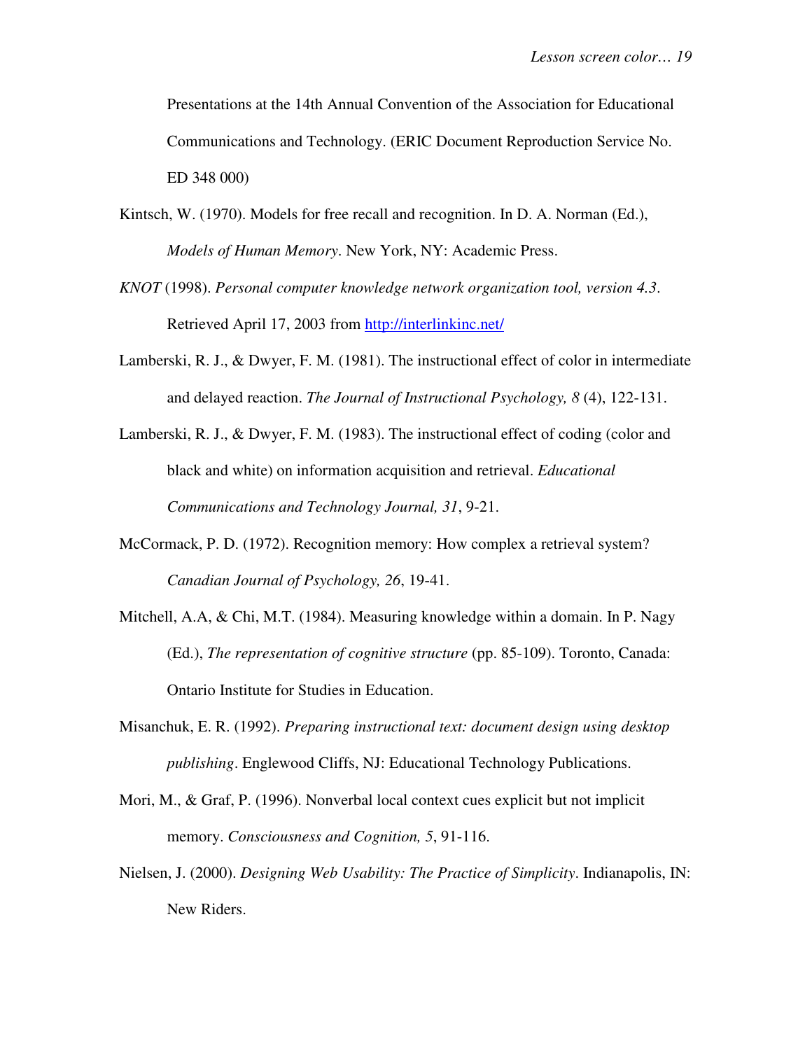Presentations at the 14th Annual Convention of the Association for Educational Communications and Technology. (ERIC Document Reproduction Service No. ED 348 000)

Kintsch, W. (1970). Models for free recall and recognition. In D. A. Norman (Ed.), *Models of Human Memory*. New York, NY: Academic Press.

*KNOT* (1998). *Personal computer knowledge network organization tool, version 4.3*. Retrieved April 17, 2003 from [http://interlinkinc.net/](http://interlinkinc.net/)

Lamberski, R. J., & Dwyer, F. M. (1981). The instructional effect of color in intermediate and delayed reaction. *The Journal of Instructional Psychology, 8* (4), 122-131.

Lamberski, R. J., & Dwyer, F. M. (1983). The instructional effect of coding (color and black and white) on information acquisition and retrieval. *Educational Communications and Technology Journal, 31*, 9-21.

McCormack, P. D. (1972). Recognition memory: How complex a retrieval system? *Canadian Journal of Psychology, 26*, 19-41.

Mitchell, A.A, & Chi, M.T. (1984). Measuring knowledge within a domain. In P. Nagy (Ed.), *The representation of cognitive structure* (pp. 85-109). Toronto, Canada: Ontario Institute for Studies in Education.

Misanchuk, E. R. (1992). *Preparing instructional text: document design using desktop publishing*. Englewood Cliffs, NJ: Educational Technology Publications.

Mori, M., & Graf, P. (1996). Nonverbal local context cues explicit but not implicit memory. *Consciousness and Cognition, 5*, 91-116.

Nielsen, J. (2000). *Designing Web Usability: The Practice of Simplicity*. Indianapolis, IN: New Riders.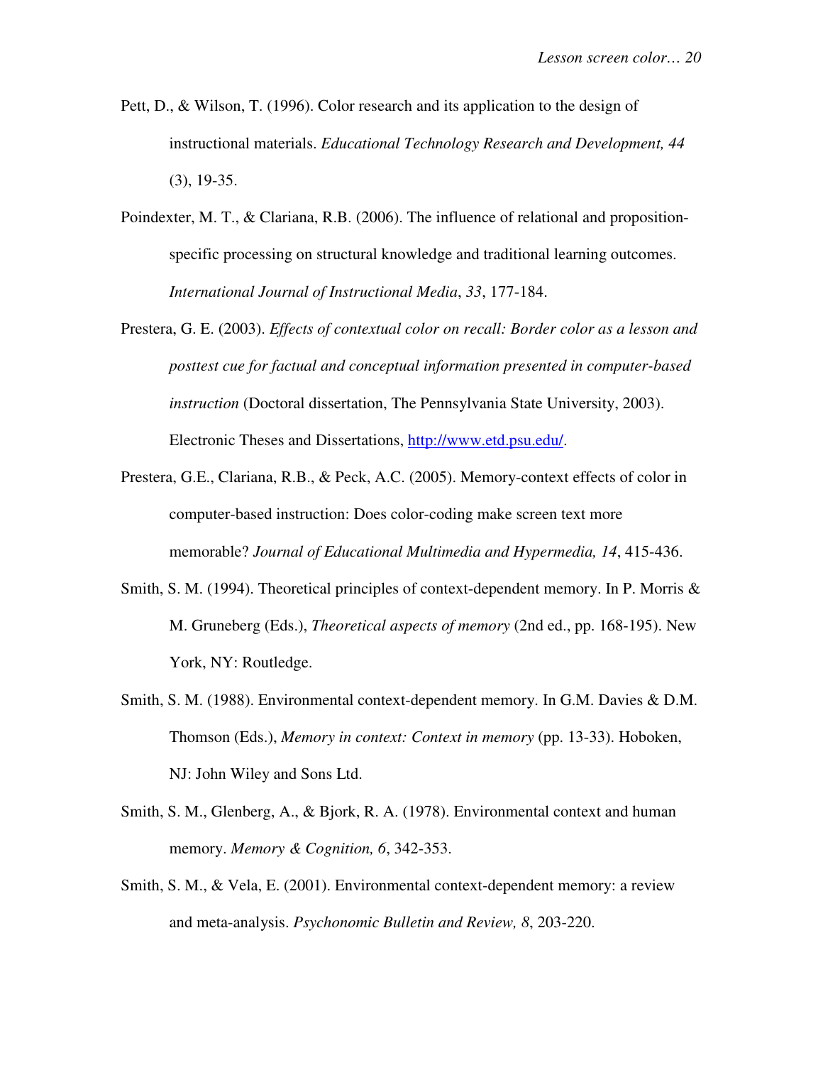Pett, D., & Wilson, T. (1996). Color research and its application to the design of instructional materials. *Educational Technology Research and Development, 44* (3), 19-35.

Poindexter, M. T., & Clariana, R.B. (2006). The influence of relational and proposition-specific processing on structural knowledge and traditional learning outcomes. *International Journal of Instructional Media*, *33*, 177-184.

Prestera, G. E. (2003). *Effects of contextual color on recall: Border color as a lesson and posttest cue for factual and conceptual information presented in computer-based instruction* (Doctoral dissertation, The Pennsylvania State University, 2003). Electronic Theses and Dissertations, http://www.etd.psu.edu/.

Prestera, G.E., Clariana, R.B., & Peck, A.C. (2005). Memory-context effects of color in computer-based instruction: Does color-coding make screen text more memorable? *Journal of Educational Multimedia and Hypermedia, 14*, 415-436.

Smith, S. M. (1994). Theoretical principles of context-dependent memory. In P. Morris & M. Gruneberg (Eds.), *Theoretical aspects of memory* (2nd ed., pp. 168-195). New York, NY: Routledge.

Smith, S. M. (1988). Environmental context-dependent memory. In G.M. Davies & D.M. Thomson (Eds.), *Memory in context: Context in memory* (pp. 13-33). Hoboken, NJ: John Wiley and Sons Ltd.

Smith, S. M., Glenberg, A., & Bjork, R. A. (1978). Environmental context and human memory. *Memory & Cognition, 6*, 342-353.

Smith, S. M., & Vela, E. (2001). Environmental context-dependent memory: a review and meta-analysis. *Psychonomic Bulletin and Review, 8*, 203-220.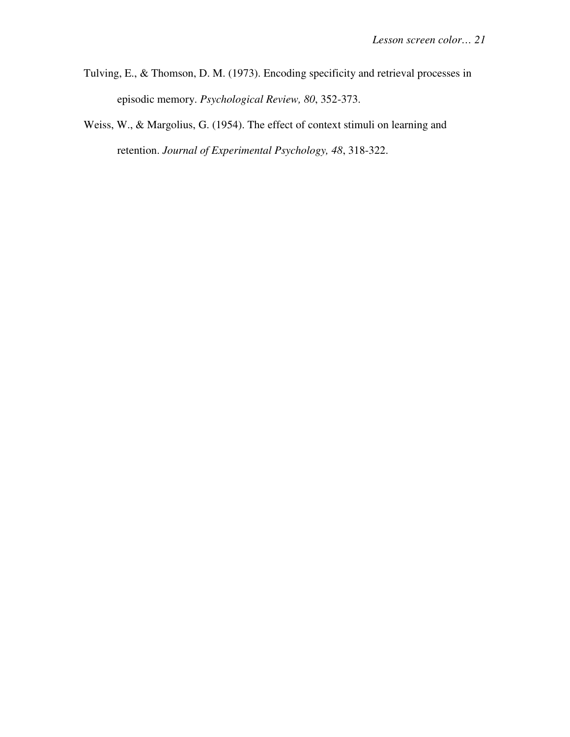Tulving, E., & Thomson, D. M. (1973). Encoding specificity and retrieval processes in episodic memory. *Psychological Review, 80*, 352-373.

Weiss, W., & Margolius, G. (1954). The effect of context stimuli on learning and retention. *Journal of Experimental Psychology, 48*, 318-322.